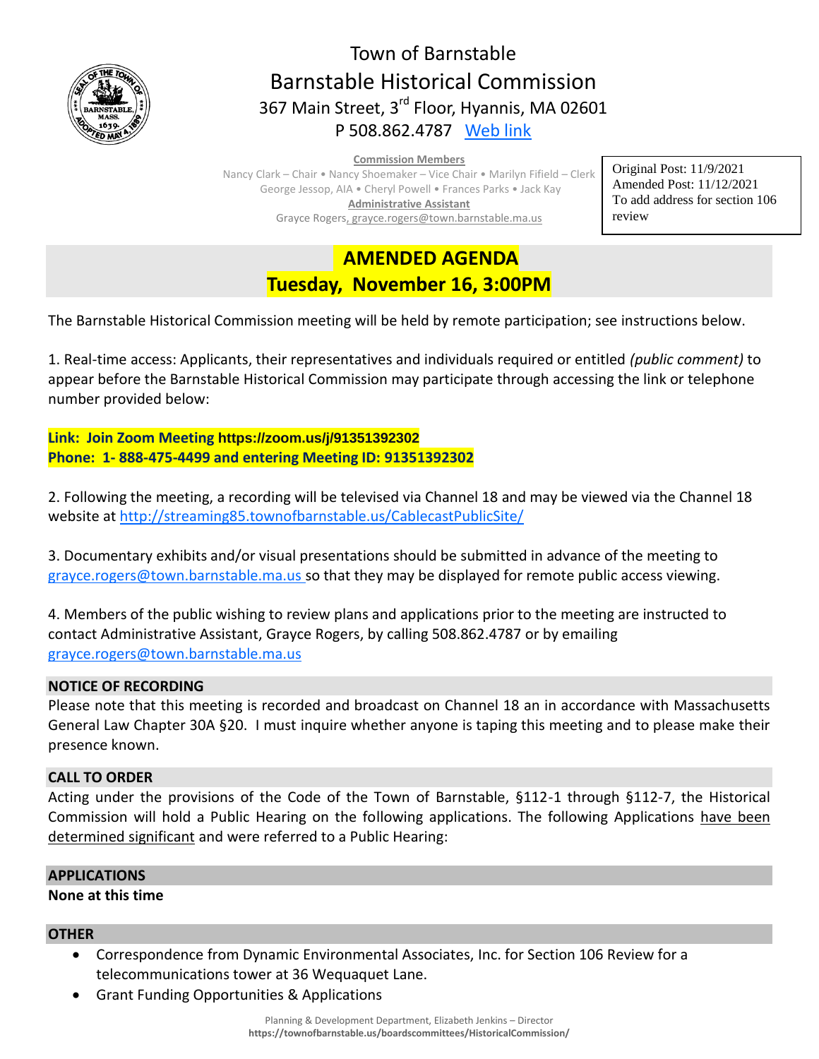# Town of Barnstable
## Barnstable Historical Commission

367 Main Street, 3rd Floor, Hyannis, MA 02601
P 508.862.4787 Web link

**Commission Members**
Nancy Clark – Chair • Nancy Shoemaker – Vice Chair • Marilyn Fifield – Clerk
George Jessop, AIA • Cheryl Powell • Frances Parks • Jack Kay
**Administrative Assistant**
Grayce Rogers, grayce.rogers@town.barnstable.ma.us

Original Post: 11/9/2021
Amended Post: 11/12/2021
To add address for section 106 review

## AMENDED AGENDA
## Tuesday, November 16, 3:00PM

The Barnstable Historical Commission meeting will be held by remote participation; see instructions below.

1. Real-time access: Applicants, their representatives and individuals required or entitled *(public comment)* to appear before the Barnstable Historical Commission may participate through accessing the link or telephone number provided below:

**Link: Join Zoom Meeting https://zoom.us/j/91351392302**
**Phone: 1- 888-475-4499 and entering Meeting ID: 91351392302**

2. Following the meeting, a recording will be televised via Channel 18 and may be viewed via the Channel 18 website at http://streaming85.townofbarnstable.us/CablecastPublicSite/

3. Documentary exhibits and/or visual presentations should be submitted in advance of the meeting to grayce.rogers@town.barnstable.ma.us so that they may be displayed for remote public access viewing.

4. Members of the public wishing to review plans and applications prior to the meeting are instructed to contact Administrative Assistant, Grayce Rogers, by calling 508.862.4787 or by emailing grayce.rogers@town.barnstable.ma.us

### NOTICE OF RECORDING

Please note that this meeting is recorded and broadcast on Channel 18 an in accordance with Massachusetts General Law Chapter 30A §20. I must inquire whether anyone is taping this meeting and to please make their presence known.

### CALL TO ORDER

Acting under the provisions of the Code of the Town of Barnstable, §112-1 through §112-7, the Historical Commission will hold a Public Hearing on the following applications. The following Applications have been determined significant and were referred to a Public Hearing:

### APPLICATIONS

**None at this time**

### OTHER

- Correspondence from Dynamic Environmental Associates, Inc. for Section 106 Review for a telecommunications tower at 36 Wequaquet Lane.
- Grant Funding Opportunities & Applications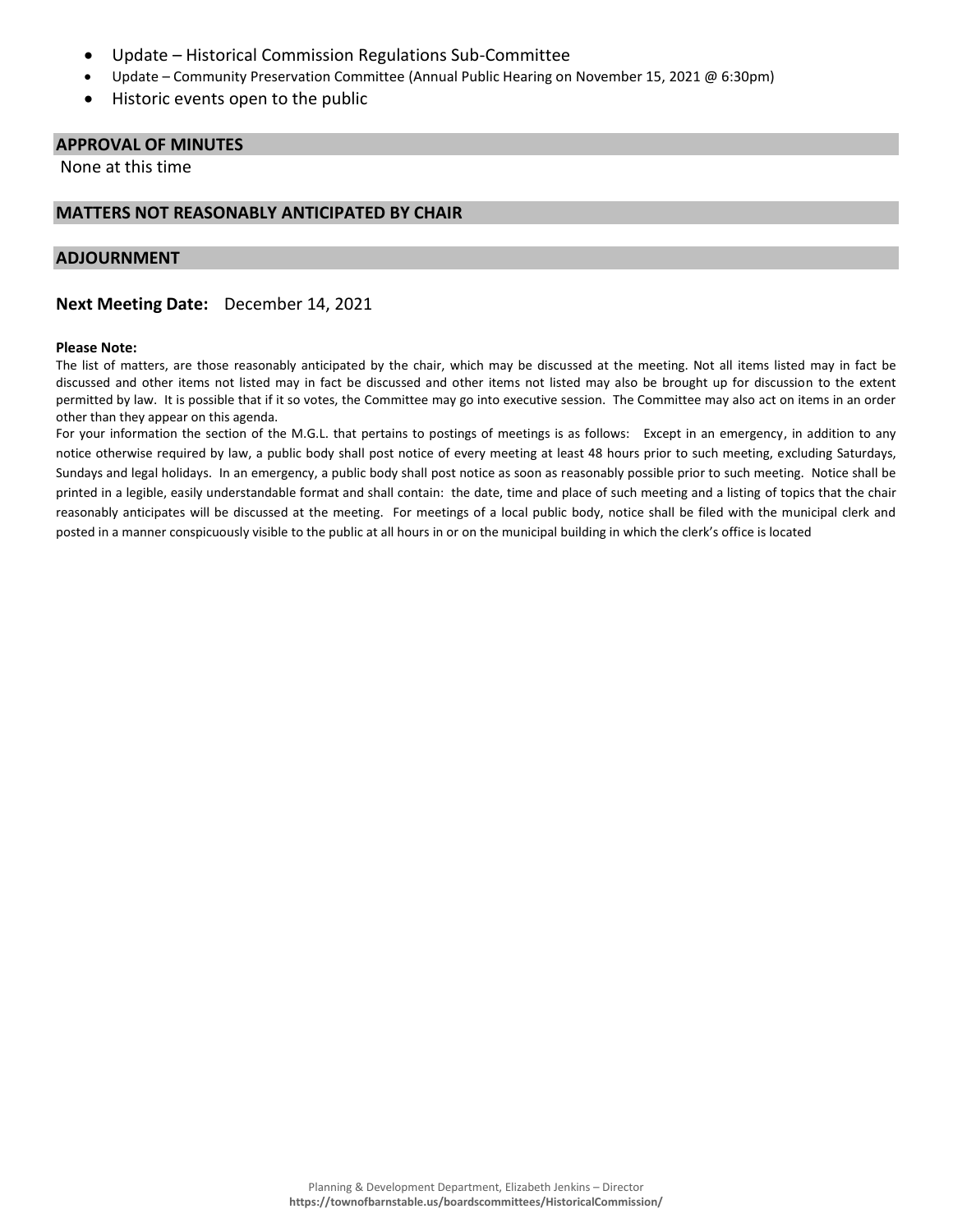- Update – Historical Commission Regulations Sub-Committee
- Update – Community Preservation Committee (Annual Public Hearing on November 15, 2021 @ 6:30pm)
- Historic events open to the public

## APPROVAL OF MINUTES

None at this time

## MATTERS NOT REASONABLY ANTICIPATED BY CHAIR

## ADJOURNMENT

**Next Meeting Date:** December 14, 2021

**Please Note:**

The list of matters, are those reasonably anticipated by the chair, which may be discussed at the meeting. Not all items listed may in fact be discussed and other items not listed may in fact be discussed and other items not listed may also be brought up for discussion to the extent permitted by law. It is possible that if it so votes, the Committee may go into executive session. The Committee may also act on items in an order other than they appear on this agenda.

For your information the section of the M.G.L. that pertains to postings of meetings is as follows: Except in an emergency, in addition to any notice otherwise required by law, a public body shall post notice of every meeting at least 48 hours prior to such meeting, excluding Saturdays, Sundays and legal holidays. In an emergency, a public body shall post notice as soon as reasonably possible prior to such meeting. Notice shall be printed in a legible, easily understandable format and shall contain: the date, time and place of such meeting and a listing of topics that the chair reasonably anticipates will be discussed at the meeting. For meetings of a local public body, notice shall be filed with the municipal clerk and posted in a manner conspicuously visible to the public at all hours in or on the municipal building in which the clerk's office is located